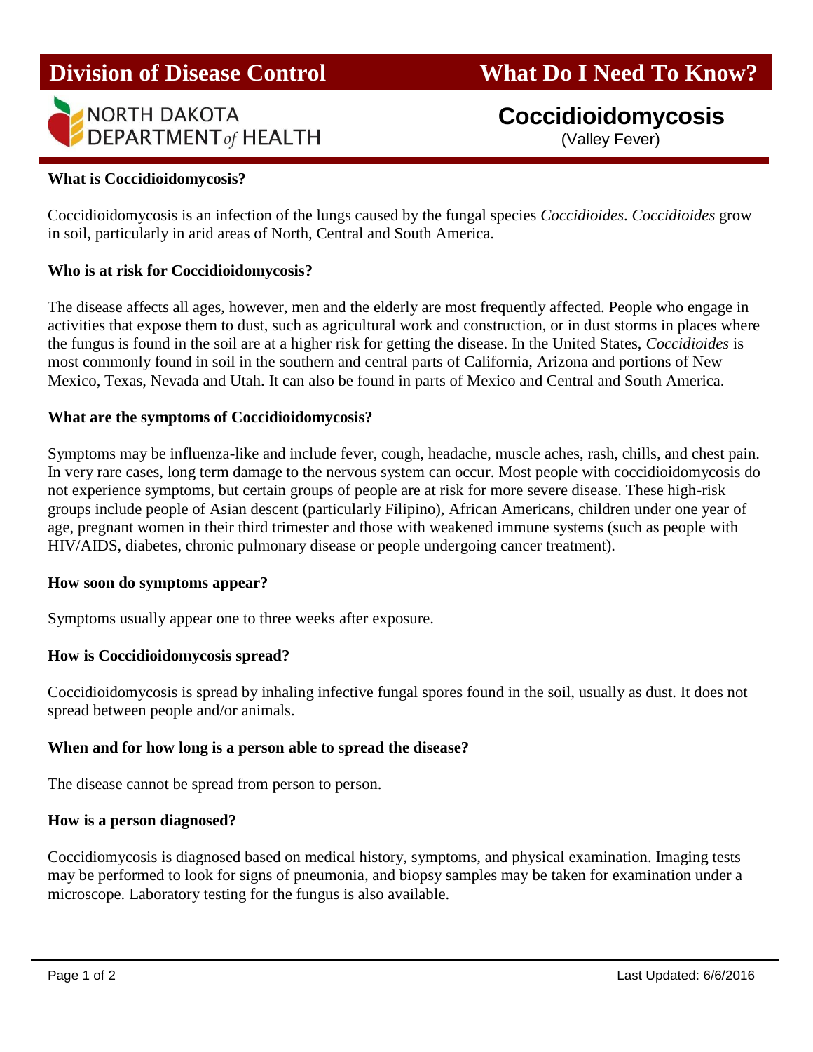**Division of Disease Control** | **What Do I Need To Know?**

NORTH DAKOTA DEPARTMENT *of* HEALTH

# Coccidioidomycosis

(Valley Fever)

**What is Coccidioidomycosis?**

Coccidioidomycosis is an infection of the lungs caused by the fungal species *Coccidioides*. *Coccidioides* grow in soil, particularly in arid areas of North, Central and South America.

**Who is at risk for Coccidioidomycosis?**

The disease affects all ages, however, men and the elderly are most frequently affected. People who engage in activities that expose them to dust, such as agricultural work and construction, or in dust storms in places where the fungus is found in the soil are at a higher risk for getting the disease. In the United States, *Coccidioides* is most commonly found in soil in the southern and central parts of California, Arizona and portions of New Mexico, Texas, Nevada and Utah. It can also be found in parts of Mexico and Central and South America.

**What are the symptoms of Coccidioidomycosis?**

Symptoms may be influenza-like and include fever, cough, headache, muscle aches, rash, chills, and chest pain. In very rare cases, long term damage to the nervous system can occur. Most people with coccidioidomycosis do not experience symptoms, but certain groups of people are at risk for more severe disease. These high-risk groups include people of Asian descent (particularly Filipino), African Americans, children under one year of age, pregnant women in their third trimester and those with weakened immune systems (such as people with HIV/AIDS, diabetes, chronic pulmonary disease or people undergoing cancer treatment).

**How soon do symptoms appear?**

Symptoms usually appear one to three weeks after exposure.

**How is Coccidioidomycosis spread?**

Coccidioidomycosis is spread by inhaling infective fungal spores found in the soil, usually as dust. It does not spread between people and/or animals.

**When and for how long is a person able to spread the disease?**

The disease cannot be spread from person to person.

**How is a person diagnosed?**

Coccidiomycosis is diagnosed based on medical history, symptoms, and physical examination. Imaging tests may be performed to look for signs of pneumonia, and biopsy samples may be taken for examination under a microscope. Laboratory testing for the fungus is also available.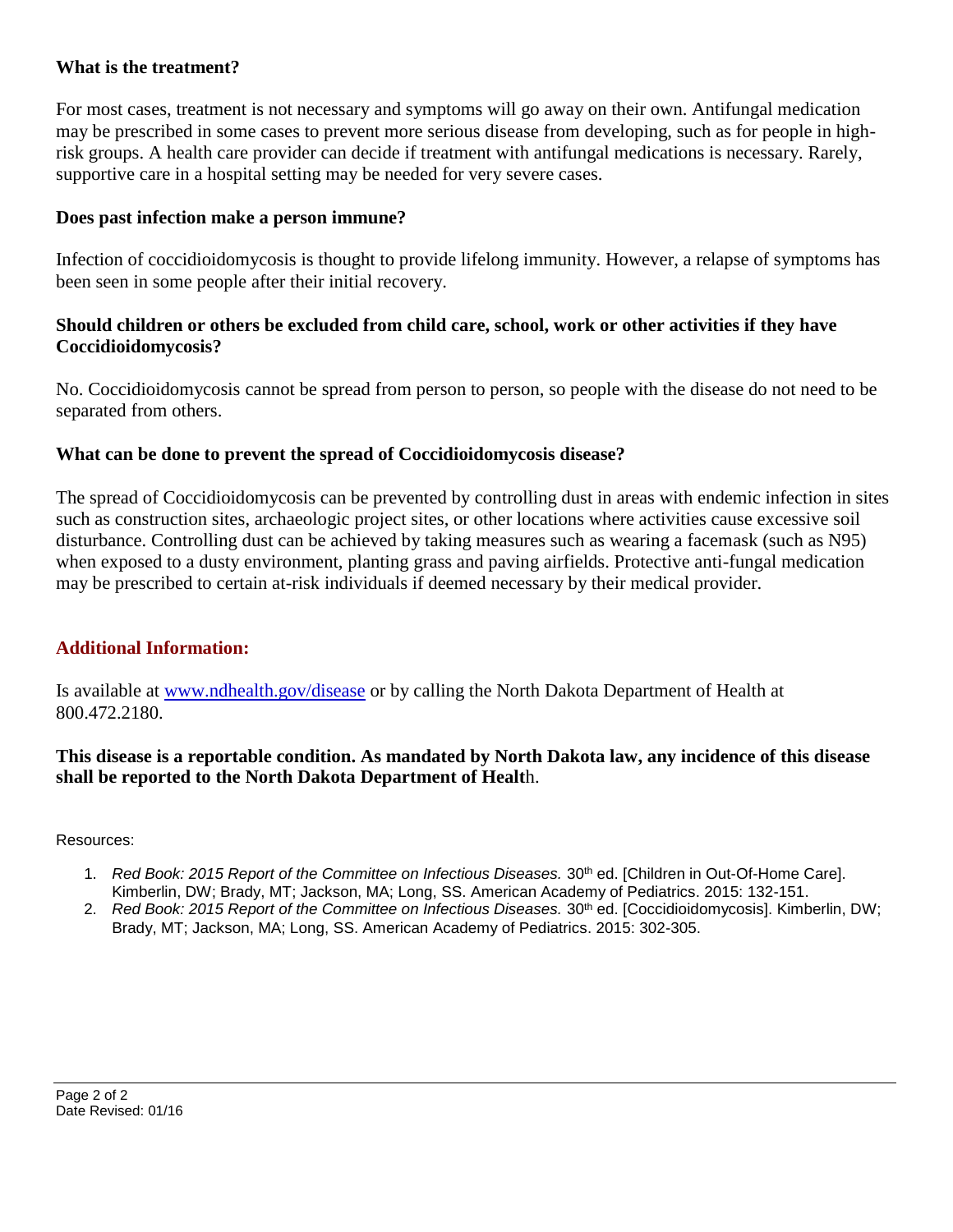## What is the treatment?

For most cases, treatment is not necessary and symptoms will go away on their own. Antifungal medication may be prescribed in some cases to prevent more serious disease from developing, such as for people in high-risk groups. A health care provider can decide if treatment with antifungal medications is necessary. Rarely, supportive care in a hospital setting may be needed for very severe cases.

## Does past infection make a person immune?

Infection of coccidioidomycosis is thought to provide lifelong immunity. However, a relapse of symptoms has been seen in some people after their initial recovery.

## Should children or others be excluded from child care, school, work or other activities if they have Coccidioidomycosis?

No. Coccidioidomycosis cannot be spread from person to person, so people with the disease do not need to be separated from others.

## What can be done to prevent the spread of Coccidioidomycosis disease?

The spread of Coccidioidomycosis can be prevented by controlling dust in areas with endemic infection in sites such as construction sites, archaeologic project sites, or other locations where activities cause excessive soil disturbance. Controlling dust can be achieved by taking measures such as wearing a facemask (such as N95) when exposed to a dusty environment, planting grass and paving airfields. Protective anti-fungal medication may be prescribed to certain at-risk individuals if deemed necessary by their medical provider.

## Additional Information:

Is available at [www.ndhealth.gov/disease](http://www.ndhealth.gov/disease) or by calling the North Dakota Department of Health at 800.472.2180.

**This disease is a reportable condition. As mandated by North Dakota law, any incidence of this disease shall be reported to the North Dakota Department of Health.**

Resources:

1. *Red Book: 2015 Report of the Committee on Infectious Diseases.* 30th ed. [Children in Out-Of-Home Care]. Kimberlin, DW; Brady, MT; Jackson, MA; Long, SS. American Academy of Pediatrics. 2015: 132-151.
2. *Red Book: 2015 Report of the Committee on Infectious Diseases.* 30th ed. [Coccidioidomycosis]. Kimberlin, DW; Brady, MT; Jackson, MA; Long, SS. American Academy of Pediatrics. 2015: 302-305.

Date Revised: 01/16